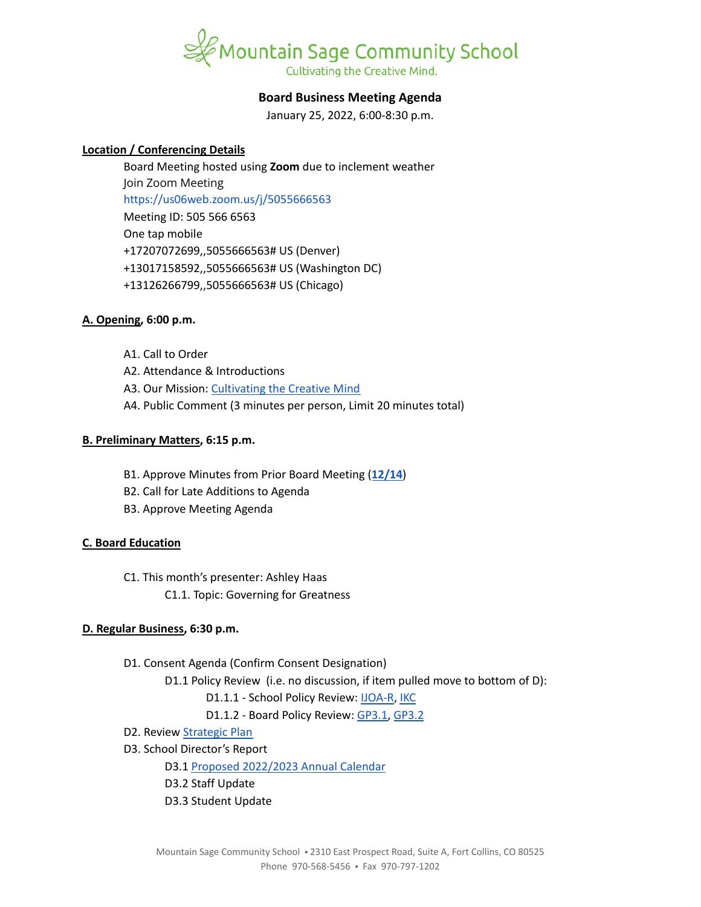# Mountain Sage Community School

Cultivating the Creative Mind.

## Board Business Meeting Agenda

January 25, 2022, 6:00-8:30 p.m.

**Location / Conferencing Details**

Board Meeting hosted using **Zoom** due to inclement weather
Join Zoom Meeting
https://us06web.zoom.us/j/5055666563
Meeting ID: 505 566 6563
One tap mobile
+17207072699,,5055666563# US (Denver)
+13017158592,,5055666563# US (Washington DC)
+13126266799,,5055666563# US (Chicago)

**A. Opening, 6:00 p.m.**

- A1. Call to Order
- A2. Attendance & Introductions
- A3. Our Mission: Cultivating the Creative Mind
- A4. Public Comment (3 minutes per person, Limit 20 minutes total)

**B. Preliminary Matters, 6:15 p.m.**

- B1. Approve Minutes from Prior Board Meeting (**12/14**)
- B2. Call for Late Additions to Agenda
- B3. Approve Meeting Agenda

**C. Board Education**

- C1. This month's presenter: Ashley Haas
  - C1.1. Topic: Governing for Greatness

**D. Regular Business, 6:30 p.m.**

- D1. Consent Agenda (Confirm Consent Designation)
  - D1.1 Policy Review (i.e. no discussion, if item pulled move to bottom of D):
    - D1.1.1 - School Policy Review: IJOA-R, IKC
    - D1.1.2 - Board Policy Review: GP3.1, GP3.2
- D2. Review Strategic Plan
- D3. School Director's Report
  - D3.1 Proposed 2022/2023 Annual Calendar
  - D3.2 Staff Update
  - D3.3 Student Update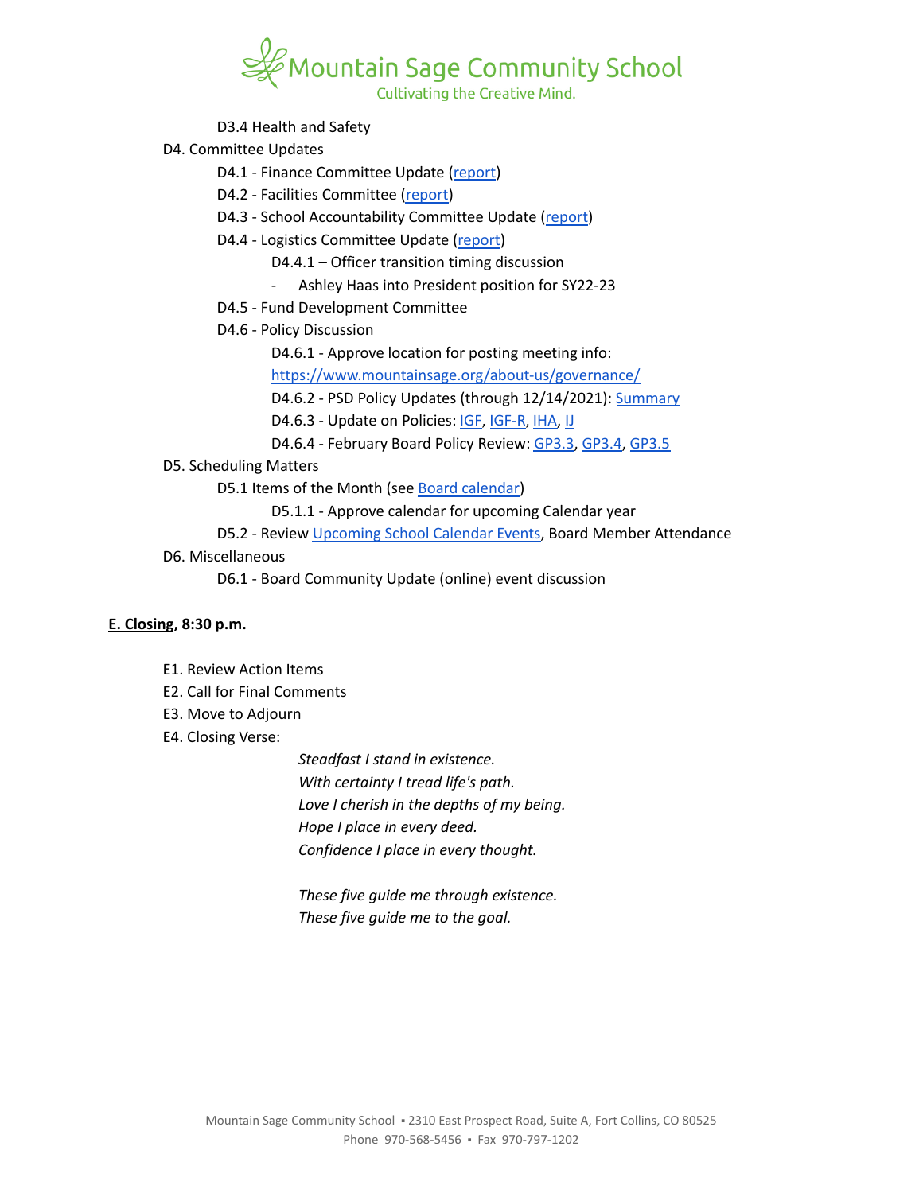- D3.4 Health and Safety
- D4. Committee Updates
  - D4.1 - Finance Committee Update (report)
  - D4.2 - Facilities Committee (report)
  - D4.3 - School Accountability Committee Update (report)
  - D4.4 - Logistics Committee Update (report)
    - D4.4.1 – Officer transition timing discussion
      - Ashley Haas into President position for SY22-23
  - D4.5 - Fund Development Committee
  - D4.6 - Policy Discussion
    - D4.6.1 - Approve location for posting meeting info: https://www.mountainsage.org/about-us/governance/
    - D4.6.2 - PSD Policy Updates (through 12/14/2021): Summary
    - D4.6.3 - Update on Policies: IGF, IGF-R, IHA, IJ
    - D4.6.4 - February Board Policy Review: GP3.3, GP3.4, GP3.5
- D5. Scheduling Matters
  - D5.1 Items of the Month (see Board calendar)
    - D5.1.1 - Approve calendar for upcoming Calendar year
  - D5.2 - Review Upcoming School Calendar Events, Board Member Attendance
- D6. Miscellaneous
  - D6.1 - Board Community Update (online) event discussion

**E. Closing, 8:30 p.m.**

- E1. Review Action Items
- E2. Call for Final Comments
- E3. Move to Adjourn
- E4. Closing Verse:

*Steadfast I stand in existence.*
*With certainty I tread life's path.*
*Love I cherish in the depths of my being.*
*Hope I place in every deed.*
*Confidence I place in every thought.*

*These five guide me through existence.*
*These five guide me to the goal.*